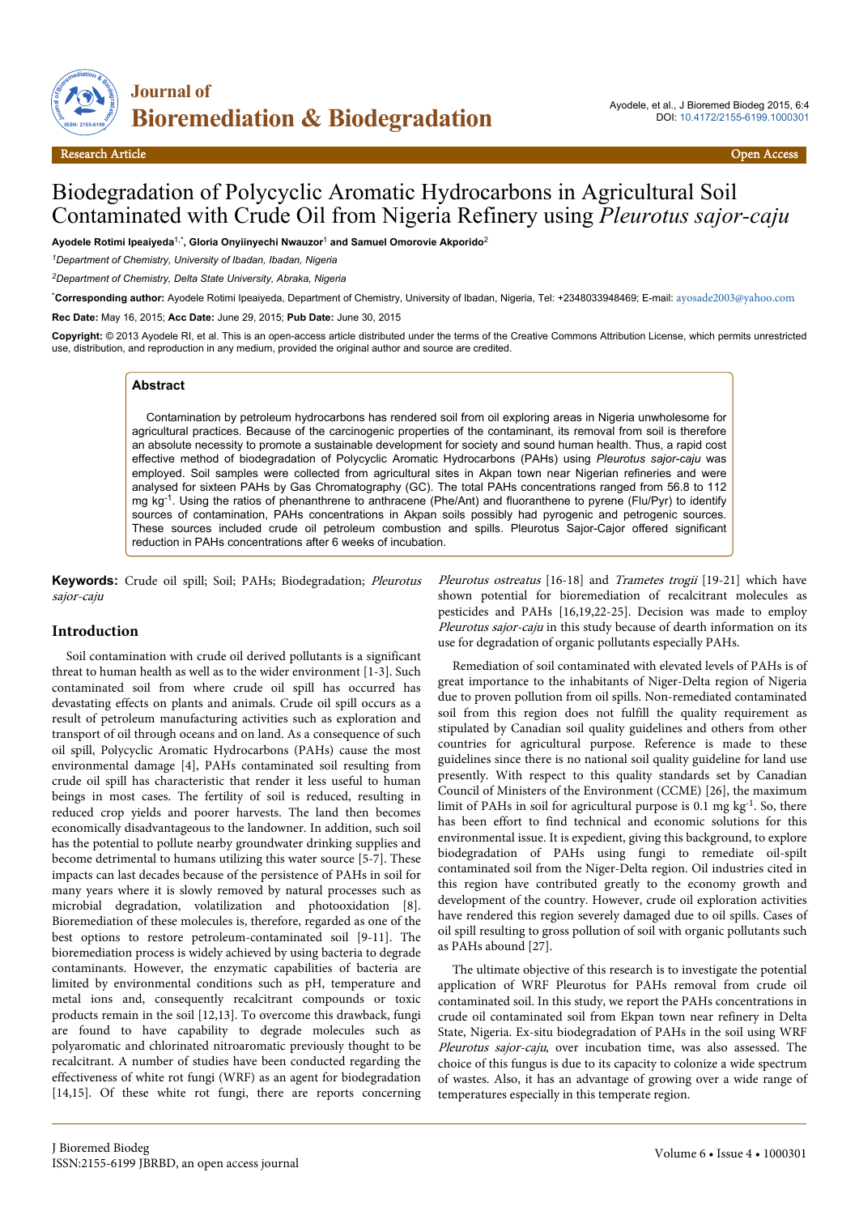# Biodegradation of Polycyclic Aromatic Hydrocarbons in Agricultural Soil Contaminated with Crude Oil from Nigeria Refinery using *Pleurotus sajor-caju*

**Ayodele Rotimi Ipeaiyeda[1,*], Gloria Onyiinyechi Nwauzor[1] and Samuel Omorovie Akporido[2]**

[1]*Department of Chemistry, University of Ibadan, Ibadan, Nigeria*

[2]*Department of Chemistry, Delta State University, Abraka, Nigeria*

[*]**Corresponding author:** Ayodele Rotimi Ipeaiyeda, Department of Chemistry, University of Ibadan, Nigeria, Tel: +2348033948469; E-mail: ayosade2003@yahoo.com

**Rec Date:** May 16, 2015; **Acc Date:** June 29, 2015; **Pub Date:** June 30, 2015

**Copyright:** © 2013 Ayodele RI, et al. This is an open-access article distributed under the terms of the Creative Commons Attribution License, which permits unrestricted use, distribution, and reproduction in any medium, provided the original author and source are credited.

## Abstract

Contamination by petroleum hydrocarbons has rendered soil from oil exploring areas in Nigeria unwholesome for agricultural practices. Because of the carcinogenic properties of the contaminant, its removal from soil is therefore an absolute necessity to promote a sustainable development for society and sound human health. Thus, a rapid cost effective method of biodegradation of Polycyclic Aromatic Hydrocarbons (PAHs) using *Pleurotus sajor-caju* was employed. Soil samples were collected from agricultural sites in Akpan town near Nigerian refineries and were analysed for sixteen PAHs by Gas Chromatography (GC). The total PAHs concentrations ranged from 56.8 to 112 mg kg$^{-1}$. Using the ratios of phenanthrene to anthracene (Phe/Ant) and fluoranthene to pyrene (Flu/Pyr) to identify sources of contamination, PAHs concentrations in Akpan soils possibly had pyrogenic and petrogenic sources. These sources included crude oil petroleum combustion and spills. Pleurotus Sajor-Cajor offered significant reduction in PAHs concentrations after 6 weeks of incubation.

**Keywords:** Crude oil spill; Soil; PAHs; Biodegradation; *Pleurotus sajor-caju*

## Introduction

Soil contamination with crude oil derived pollutants is a significant threat to human health as well as to the wider environment [1-3]. Such contaminated soil from where crude oil spill has occurred has devastating effects on plants and animals. Crude oil spill occurs as a result of petroleum manufacturing activities such as exploration and transport of oil through oceans and on land. As a consequence of such oil spill, Polycyclic Aromatic Hydrocarbons (PAHs) cause the most environmental damage [4], PAHs contaminated soil resulting from crude oil spill has characteristic that render it less useful to human beings in most cases. The fertility of soil is reduced, resulting in reduced crop yields and poorer harvests. The land then becomes economically disadvantageous to the landowner. In addition, such soil has the potential to pollute nearby groundwater drinking supplies and become detrimental to humans utilizing this water source [5-7]. These impacts can last decades because of the persistence of PAHs in soil for many years where it is slowly removed by natural processes such as microbial degradation, volatilization and photooxidation [8]. Bioremediation of these molecules is, therefore, regarded as one of the best options to restore petroleum-contaminated soil [9-11]. The bioremediation process is widely achieved by using bacteria to degrade contaminants. However, the enzymatic capabilities of bacteria are limited by environmental conditions such as pH, temperature and metal ions and, consequently recalcitrant compounds or toxic products remain in the soil [12,13]. To overcome this drawback, fungi are found to have capability to degrade molecules such as polyaromatic and chlorinated nitroaromatic previously thought to be recalcitrant. A number of studies have been conducted regarding the effectiveness of white rot fungi (WRF) as an agent for biodegradation [14,15]. Of these white rot fungi, there are reports concerning *Pleurotus ostreatus* [16-18] and *Trametes trogii* [19-21] which have shown potential for bioremediation of recalcitrant molecules as pesticides and PAHs [16,19,22-25]. Decision was made to employ *Pleurotus sajor-caju* in this study because of dearth information on its use for degradation of organic pollutants especially PAHs.

Remediation of soil contaminated with elevated levels of PAHs is of great importance to the inhabitants of Niger-Delta region of Nigeria due to proven pollution from oil spills. Non-remediated contaminated soil from this region does not fulfill the quality requirement as stipulated by Canadian soil quality guidelines and others from other countries for agricultural purpose. Reference is made to these guidelines since there is no national soil quality guideline for land use presently. With respect to this quality standards set by Canadian Council of Ministers of the Environment (CCME) [26], the maximum limit of PAHs in soil for agricultural purpose is 0.1 mg kg$^{-1}$. So, there has been effort to find technical and economic solutions for this environmental issue. It is expedient, giving this background, to explore biodegradation of PAHs using fungi to remediate oil-spilt contaminated soil from the Niger-Delta region. Oil industries cited in this region have contributed greatly to the economy growth and development of the country. However, crude oil exploration activities have rendered this region severely damaged due to oil spills. Cases of oil spill resulting to gross pollution of soil with organic pollutants such as PAHs abound [27].

The ultimate objective of this research is to investigate the potential application of WRF Pleurotus for PAHs removal from crude oil contaminated soil. In this study, we report the PAHs concentrations in crude oil contaminated soil from Ekpan town near refinery in Delta State, Nigeria. Ex-situ biodegradation of PAHs in the soil using WRF *Pleurotus sajor-caju*, over incubation time, was also assessed. The choice of this fungus is due to its capacity to colonize a wide spectrum of wastes. Also, it has an advantage of growing over a wide range of temperatures especially in this temperate region.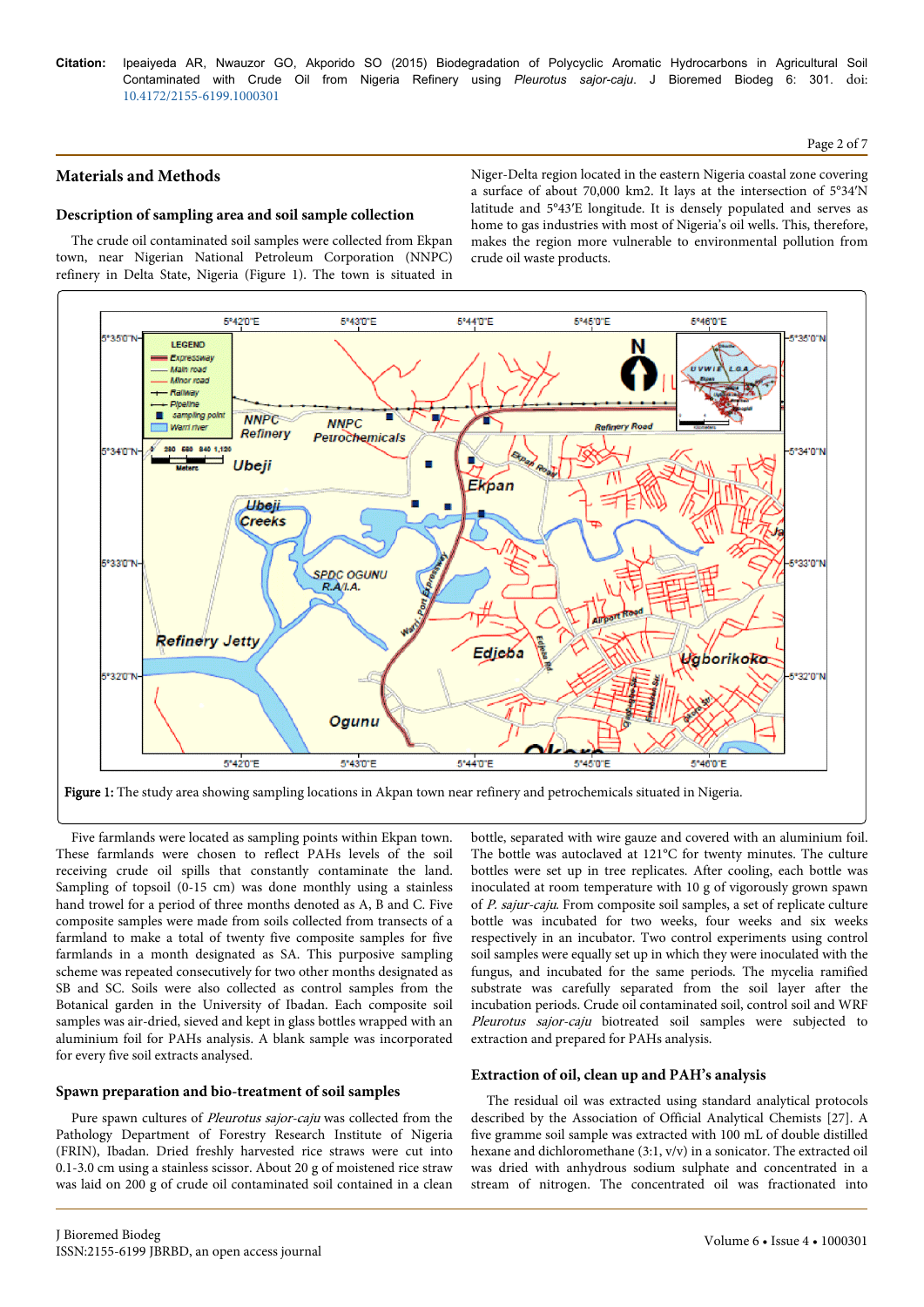## Materials and Methods

### Description of sampling area and soil sample collection

The crude oil contaminated soil samples were collected from Ekpan town, near Nigerian National Petroleum Corporation (NNPC) refinery in Delta State, Nigeria (Figure 1). The town is situated in Niger-Delta region located in the eastern Nigeria coastal zone covering a surface of about 70,000 km2. It lays at the intersection of 5°34′N latitude and 5°43′E longitude. It is densely populated and serves as home to gas industries with most of Nigeria's oil wells. This, therefore, makes the region more vulnerable to environmental pollution from crude oil waste products.

**Figure 1:** The study area showing sampling locations in Akpan town near refinery and petrochemicals situated in Nigeria.

Five farmlands were located as sampling points within Ekpan town. These farmlands were chosen to reflect PAHs levels of the soil receiving crude oil spills that constantly contaminate the land. Sampling of topsoil (0-15 cm) was done monthly using a stainless hand trowel for a period of three months denoted as A, B and C. Five composite samples were made from soils collected from transects of a farmland to make a total of twenty five composite samples for five farmlands in a month designated as SA. This purposive sampling scheme was repeated consecutively for two other months designated as SB and SC. Soils were also collected as control samples from the Botanical garden in the University of Ibadan. Each composite soil samples was air-dried, sieved and kept in glass bottles wrapped with an aluminium foil for PAHs analysis. A blank sample was incorporated for every five soil extracts analysed.

### Spawn preparation and bio-treatment of soil samples

Pure spawn cultures of *Pleurotus sajor-caju* was collected from the Pathology Department of Forestry Research Institute of Nigeria (FRIN), Ibadan. Dried freshly harvested rice straws were cut into 0.1-3.0 cm using a stainless scissor. About 20 g of moistened rice straw was laid on 200 g of crude oil contaminated soil contained in a clean bottle, separated with wire gauze and covered with an aluminium foil. The bottle was autoclaved at 121°C for twenty minutes. The culture bottles were set up in tree replicates. After cooling, each bottle was inoculated at room temperature with 10 g of vigorously grown spawn of *P. sajur-caju*. From composite soil samples, a set of replicate culture bottle was incubated for two weeks, four weeks and six weeks respectively in an incubator. Two control experiments using control soil samples were equally set up in which they were inoculated with the fungus, and incubated for the same periods. The mycelia ramified substrate was carefully separated from the soil layer after the incubation periods. Crude oil contaminated soil, control soil and WRF *Pleurotus sajor-caju* biotreated soil samples were subjected to extraction and prepared for PAHs analysis.

### Extraction of oil, clean up and PAH's analysis

The residual oil was extracted using standard analytical protocols described by the Association of Official Analytical Chemists [27]. A five gramme soil sample was extracted with 100 mL of double distilled hexane and dichloromethane (3:1, v/v) in a sonicator. The extracted oil was dried with anhydrous sodium sulphate and concentrated in a stream of nitrogen. The concentrated oil was fractionated into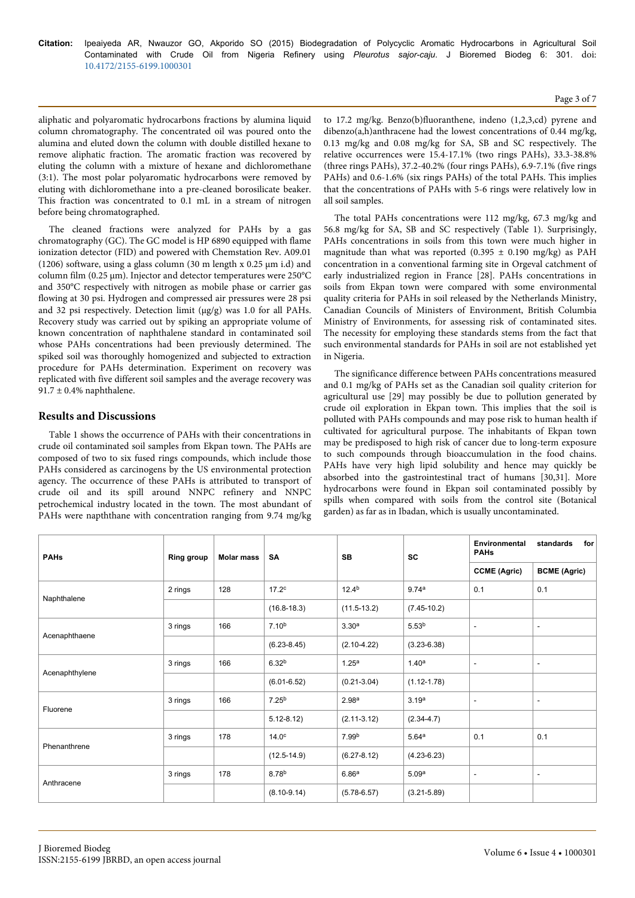aliphatic and polyaromatic hydrocarbons fractions by alumina liquid column chromatography. The concentrated oil was poured onto the alumina and eluted down the column with double distilled hexane to remove aliphatic fraction. The aromatic fraction was recovered by eluting the column with a mixture of hexane and dichloromethane (3:1). The most polar polyaromatic hydrocarbons were removed by eluting with dichloromethane into a pre-cleaned borosilicate beaker. This fraction was concentrated to 0.1 mL in a stream of nitrogen before being chromatographed.

The cleaned fractions were analyzed for PAHs by a gas chromatography (GC). The GC model is HP 6890 equipped with flame ionization detector (FID) and powered with Chemstation Rev. A09.01 (1206) software, using a glass column (30 m length x 0.25 μm i.d) and column film (0.25 μm). Injector and detector temperatures were 250°C and 350°C respectively with nitrogen as mobile phase or carrier gas flowing at 30 psi. Hydrogen and compressed air pressures were 28 psi and 32 psi respectively. Detection limit (μg/g) was 1.0 for all PAHs. Recovery study was carried out by spiking an appropriate volume of known concentration of naphthalene standard in contaminated soil whose PAHs concentrations had been previously determined. The spiked soil was thoroughly homogenized and subjected to extraction procedure for PAHs determination. Experiment on recovery was replicated with five different soil samples and the average recovery was 91.7 ± 0.4% naphthalene.

## Results and Discussions

Table 1 shows the occurrence of PAHs with their concentrations in crude oil contaminated soil samples from Ekpan town. The PAHs are composed of two to six fused rings compounds, which include those PAHs considered as carcinogens by the US environmental protection agency. The occurrence of these PAHs is attributed to transport of crude oil and its spill around NNPC refinery and NNPC petrochemical industry located in the town. The most abundant of PAHs were napththane with concentration ranging from 9.74 mg/kg to 17.2 mg/kg. Benzo(b)fluoranthene, indeno (1,2,3,cd) pyrene and dibenzo(a,h)anthracene had the lowest concentrations of 0.44 mg/kg, 0.13 mg/kg and 0.08 mg/kg for SA, SB and SC respectively. The relative occurrences were 15.4-17.1% (two rings PAHs), 33.3-38.8% (three rings PAHs), 37.2-40.2% (four rings PAHs), 6.9-7.1% (five rings PAHs) and 0.6-1.6% (six rings PAHs) of the total PAHs. This implies that the concentrations of PAHs with 5-6 rings were relatively low in all soil samples.

The total PAHs concentrations were 112 mg/kg, 67.3 mg/kg and 56.8 mg/kg for SA, SB and SC respectively (Table 1). Surprisingly, PAHs concentrations in soils from this town were much higher in magnitude than what was reported (0.395 ± 0.190 mg/kg) as PAH concentration in a conventional farming site in Orgeval catchment of early industrialized region in France [28]. PAHs concentrations in soils from Ekpan town were compared with some environmental quality criteria for PAHs in soil released by the Netherlands Ministry, Canadian Councils of Ministers of Environment, British Columbia Ministry of Environments, for assessing risk of contaminated sites. The necessity for employing these standards stems from the fact that such environmental standards for PAHs in soil are not established yet in Nigeria.

The significance difference between PAHs concentrations measured and 0.1 mg/kg of PAHs set as the Canadian soil quality criterion for agricultural use [29] may possibly be due to pollution generated by crude oil exploration in Ekpan town. This implies that the soil is polluted with PAHs compounds and may pose risk to human health if cultivated for agricultural purpose. The inhabitants of Ekpan town may be predisposed to high risk of cancer due to long-term exposure to such compounds through bioaccumulation in the food chains. PAHs have very high lipid solubility and hence may quickly be absorbed into the gastrointestinal tract of humans [30,31]. More hydrocarbons were found in Ekpan soil contaminated possibly by spills when compared with soils from the control site (Botanical garden) as far as in Ibadan, which is usually uncontaminated.

| PAHs | Ring group | Molar mass | SA | SB | SC | Environmental standards for PAHs | |
|---|---|---|---|---|---|---|---|
| | | | | | | CCME (Agric) | BCME (Agric) |
| Naphthalene | 2 rings | 128 | 17.2[c] | 12.4[b] | 9.74[a] | 0.1 | 0.1 |
| | | | (16.8-18.3) | (11.5-13.2) | (7.45-10.2) | | |
| Acenaphthaene | 3 rings | 166 | 7.10[b] | 3.30[a] | 5.53[b] | - | - |
| | | | (6.23-8.45) | (2.10-4.22) | (3.23-6.38) | | |
| Acenaphthylene | 3 rings | 166 | 6.32[b] | 1.25[a] | 1.40[a] | - | - |
| | | | (6.01-6.52) | (0.21-3.04) | (1.12-1.78) | | |
| Fluorene | 3 rings | 166 | 7.25[b] | 2.98[a] | 3.19[a] | - | - |
| | | | 5.12-8.12) | (2.11-3.12) | (2.34-4.7) | | |
| Phenanthrene | 3 rings | 178 | 14.0[c] | 7.99[b] | 5.64[a] | 0.1 | 0.1 |
| | | | (12.5-14.9) | (6.27-8.12) | (4.23-6.23) | | |
| Anthracene | 3 rings | 178 | 8.78[b] | 6.86[a] | 5.09[a] | - | - |
| | | | (8.10-9.14) | (5.78-6.57) | (3.21-5.89) | | |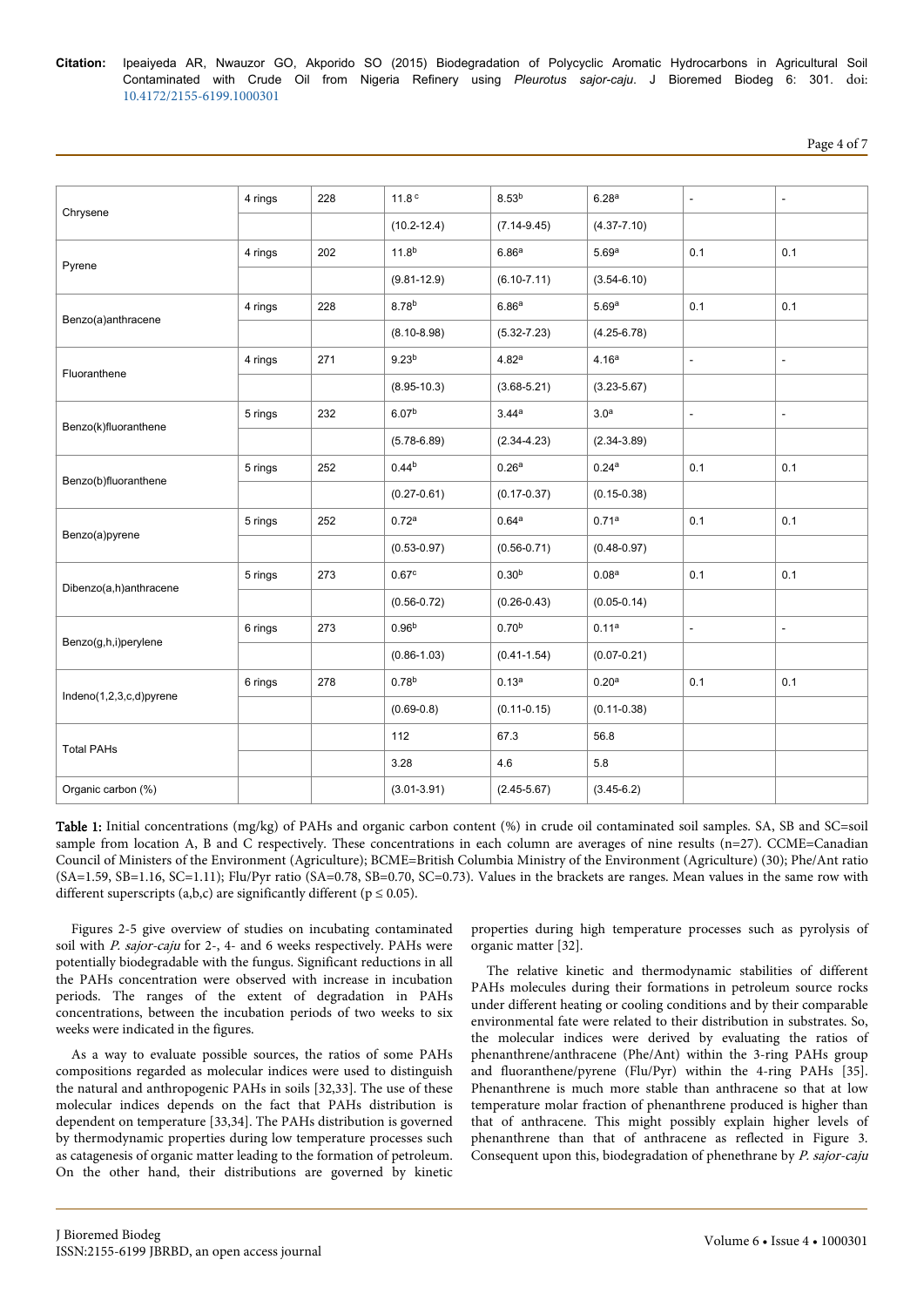| Chrysene | 4 rings | 228 | 11.8 [c] | 8.53 [b] | 6.28 [a] | - | - |
|---|---|---|---|---|---|---|---|
| | | | (10.2-12.4) | (7.14-9.45) | (4.37-7.10) | | |
| Pyrene | 4 rings | 202 | 11.8 [b] | 6.86 [a] | 5.69 [a] | 0.1 | 0.1 |
| | | | (9.81-12.9) | (6.10-7.11) | (3.54-6.10) | | |
| Benzo(a)anthracene | 4 rings | 228 | 8.78 [b] | 6.86 [a] | 5.69 [a] | 0.1 | 0.1 |
| | | | (8.10-8.98) | (5.32-7.23) | (4.25-6.78) | | |
| Fluoranthene | 4 rings | 271 | 9.23 [b] | 4.82 [a] | 4.16 [a] | - | - |
| | | | (8.95-10.3) | (3.68-5.21) | (3.23-5.67) | | |
| Benzo(k)fluoranthene | 5 rings | 232 | 6.07 [b] | 3.44 [a] | 3.0 [a] | - | - |
| | | | (5.78-6.89) | (2.34-4.23) | (2.34-3.89) | | |
| Benzo(b)fluoranthene | 5 rings | 252 | 0.44 [b] | 0.26 [a] | 0.24 [a] | 0.1 | 0.1 |
| | | | (0.27-0.61) | (0.17-0.37) | (0.15-0.38) | | |
| Benzo(a)pyrene | 5 rings | 252 | 0.72 [a] | 0.64 [a] | 0.71 [a] | 0.1 | 0.1 |
| | | | (0.53-0.97) | (0.56-0.71) | (0.48-0.97) | | |
| Dibenzo(a,h)anthracene | 5 rings | 273 | 0.67 [c] | 0.30 [b] | 0.08 [a] | 0.1 | 0.1 |
| | | | (0.56-0.72) | (0.26-0.43) | (0.05-0.14) | | |
| Benzo(g,h,i)perylene | 6 rings | 273 | 0.96 [b] | 0.70 [b] | 0.11 [a] | - | - |
| | | | (0.86-1.03) | (0.41-1.54) | (0.07-0.21) | | |
| Indeno(1,2,3,c,d)pyrene | 6 rings | 278 | 0.78 [b] | 0.13 [a] | 0.20 [a] | 0.1 | 0.1 |
| | | | (0.69-0.8) | (0.11-0.15) | (0.11-0.38) | | |
| Total PAHs | | | 112 | 67.3 | 56.8 | | |
| | | | 3.28 | 4.6 | 5.8 | | |
| Organic carbon (%) | | | (3.01-3.91) | (2.45-5.67) | (3.45-6.2) | | |

**Table 1:** Initial concentrations (mg/kg) of PAHs and organic carbon content (%) in crude oil contaminated soil samples. SA, SB and SC=soil sample from location A, B and C respectively. These concentrations in each column are averages of nine results (n=27). CCME=Canadian Council of Ministers of the Environment (Agriculture); BCME=British Columbia Ministry of the Environment (Agriculture) (30); Phe/Ant ratio (SA=1.59, SB=1.16, SC=1.11); Flu/Pyr ratio (SA=0.78, SB=0.70, SC=0.73). Values in the brackets are ranges. Mean values in the same row with different superscripts (a,b,c) are significantly different ($p \leq 0.05$).

Figures 2-5 give overview of studies on incubating contaminated soil with *P. sajor-caju* for 2-, 4- and 6 weeks respectively. PAHs were potentially biodegradable with the fungus. Significant reductions in all the PAHs concentration were observed with increase in incubation periods. The ranges of the extent of degradation in PAHs concentrations, between the incubation periods of two weeks to six weeks were indicated in the figures.

As a way to evaluate possible sources, the ratios of some PAHs compositions regarded as molecular indices were used to distinguish the natural and anthropogenic PAHs in soils [32,33]. The use of these molecular indices depends on the fact that PAHs distribution is dependent on temperature [33,34]. The PAHs distribution is governed by thermodynamic properties during low temperature processes such as catagenesis of organic matter leading to the formation of petroleum. On the other hand, their distributions are governed by kinetic properties during high temperature processes such as pyrolysis of organic matter [32].

The relative kinetic and thermodynamic stabilities of different PAHs molecules during their formations in petroleum source rocks under different heating or cooling conditions and by their comparable environmental fate were related to their distribution in substrates. So, the molecular indices were derived by evaluating the ratios of phenanthrene/anthracene (Phe/Ant) within the 3-ring PAHs group and fluoranthene/pyrene (Flu/Pyr) within the 4-ring PAHs [35]. Phenanthrene is much more stable than anthracene so that at low temperature molar fraction of phenanthrene produced is higher than that of anthracene. This might possibly explain higher levels of phenanthrene than that of anthracene as reflected in Figure 3. Consequent upon this, biodegradation of phenethrane by *P. sajor-caju*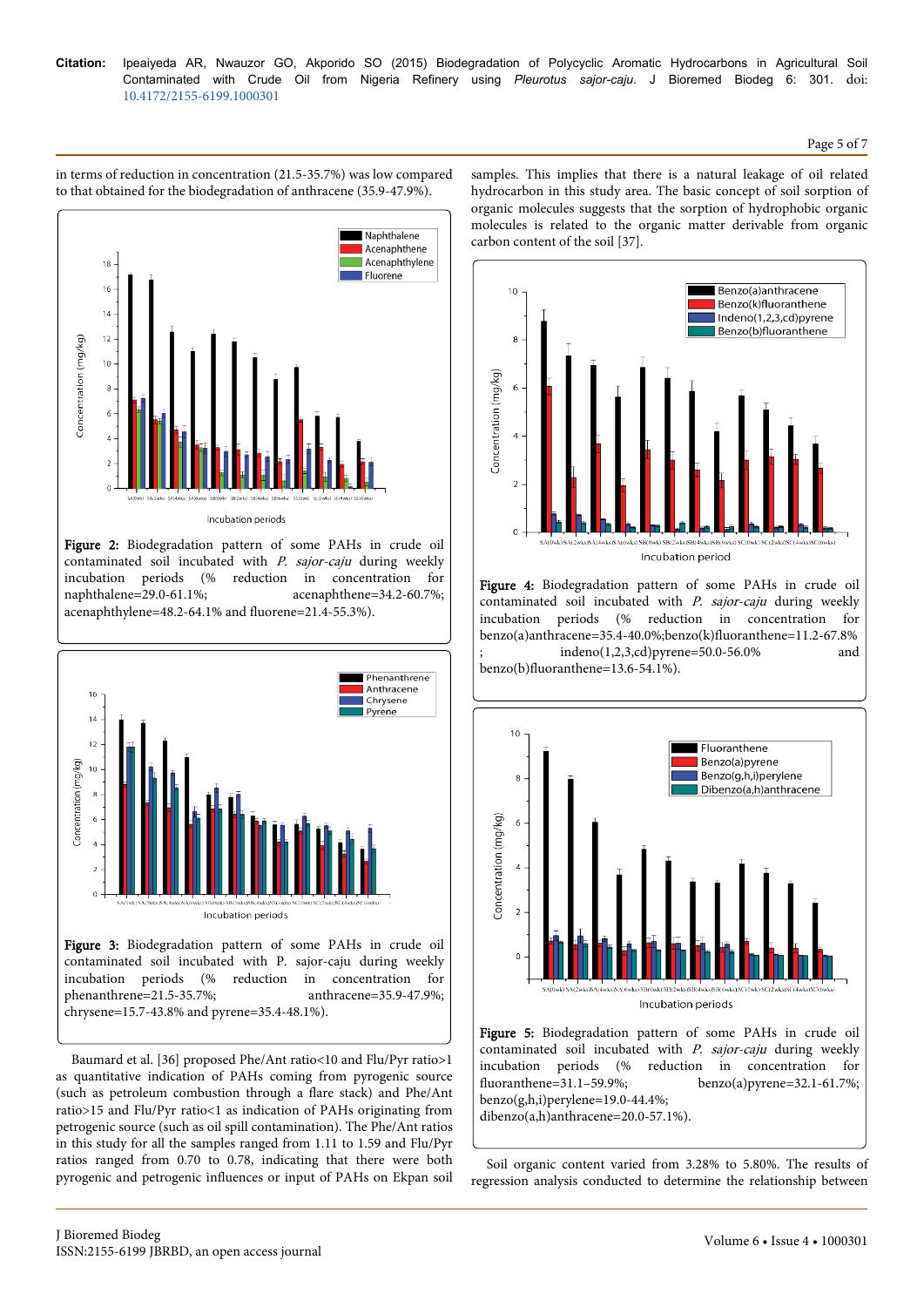in terms of reduction in concentration (21.5-35.7%) was low compared to that obtained for the biodegradation of anthracene (35.9-47.9%).

**Figure 2:** Biodegradation pattern of some PAHs in crude oil contaminated soil incubated with *P. sajor-caju* during weekly incubation periods (% reduction in concentration for naphthalene=29.0-61.1%; acenapthene=34.2-60.7%; acenaphthylene=48.2-64.1% and fluorene=21.4-55.3%).

**Figure 3:** Biodegradation pattern of some PAHs in crude oil contaminated soil incubated with P. sajor-caju during weekly incubation periods (% reduction in concentration for phenanthrene=21.5-35.7%; anthracene=35.9-47.9%; chrysene=15.7-43.8% and pyrene=35.4-48.1%).

Baumard et al. [36] proposed Phe/Ant ratio<10 and Flu/Pyr ratio>1 as quantitative indication of PAHs coming from pyrogenic source (such as petroleum combustion through a flare stack) and Phe/Ant ratio>15 and Flu/Pyr ratio<1 as indication of PAHs originating from petrogenic source (such as oil spill contamination). The Phe/Ant ratios in this study for all the samples ranged from 1.11 to 1.59 and Flu/Pyr ratios ranged from 0.70 to 0.78, indicating that there were both pyrogenic and petrogenic influences or input of PAHs on Ekpan soil samples. This implies that there is a natural leakage of oil related hydrocarbon in this study area. The basic concept of soil sorption of organic molecules suggests that the sorption of hydrophobic organic molecules is related to the organic matter derivable from organic carbon content of the soil [37].

**Figure 4:** Biodegradation pattern of some PAHs in crude oil contaminated soil incubated with *P. sajor-caju* during weekly incubation periods (% reduction in concentration for benzo(a)anthracene=35.4-40.0%;benzo(k)fluoranthene=11.2-67.8% ; indeno(1,2,3,cd)pyrene=50.0-56.0% and benzo(b)fluoranthene=13.6-54.1%).

**Figure 5:** Biodegradation pattern of some PAHs in crude oil contaminated soil incubated with *P. sajor-caju* during weekly incubation periods (% reduction in concentration for fluoranthene=31.1–59.9%; benzo(a)pyrene=32.1-61.7%; benzo(g,h,i)perylene=19.0-44.4%; dibenzo(a,h)anthracene=20.0-57.1%).

Soil organic content varied from 3.28% to 5.80%. The results of regression analysis conducted to determine the relationship between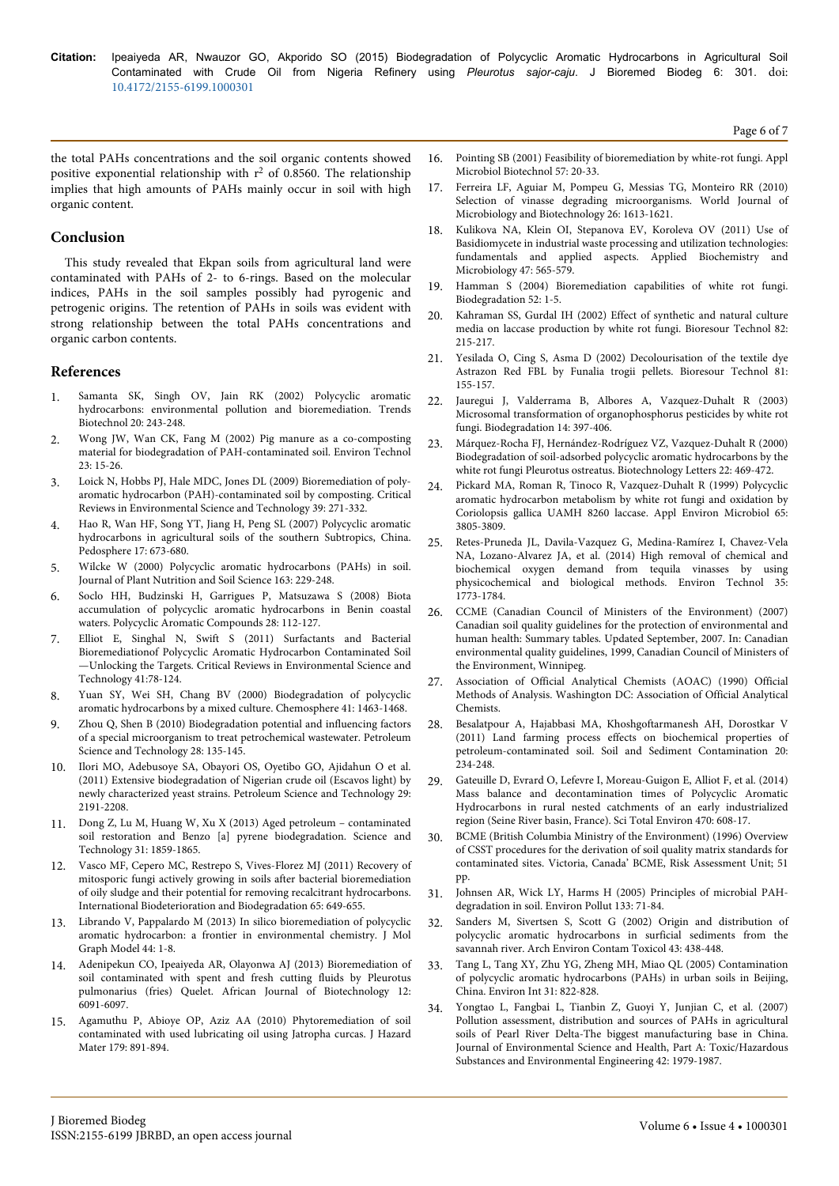the total PAHs concentrations and the soil organic contents showed positive exponential relationship with $r^2$ of 0.8560. The relationship implies that high amounts of PAHs mainly occur in soil with high organic content.

## Conclusion

This study revealed that Ekpan soils from agricultural land were contaminated with PAHs of 2- to 6-rings. Based on the molecular indices, PAHs in the soil samples possibly had pyrogenic and petrogenic origins. The retention of PAHs in soils was evident with strong relationship between the total PAHs concentrations and organic carbon contents.

## References

1. Samanta SK, Singh OV, Jain RK (2002) Polycyclic aromatic hydrocarbons: environmental pollution and bioremediation. Trends Biotechnol 20: 243-248.
2. Wong JW, Wan CK, Fang M (2002) Pig manure as a co-composting material for biodegradation of PAH-contaminated soil. Environ Technol 23: 15-26.
3. Loick N, Hobbs PJ, Hale MDC, Jones DL (2009) Bioremediation of poly-aromatic hydrocarbon (PAH)-contaminated soil by composting. Critical Reviews in Environmental Science and Technology 39: 271-332.
4. Hao R, Wan HF, Song YT, Jiang H, Peng SL (2007) Polycyclic aromatic hydrocarbons in agricultural soils of the southern Subtropics, China. Pedosphere 17: 673-680.
5. Wilcke W (2000) Polycyclic aromatic hydrocarbons (PAHs) in soil. Journal of Plant Nutrition and Soil Science 163: 229-248.
6. Soclo HH, Budzinski H, Garrigues P, Matsuzawa S (2008) Biota accumulation of polycyclic aromatic hydrocarbons in Benin coastal waters. Polycyclic Aromatic Compounds 28: 112-127.
7. Elliot E, Singhal N, Swift S (2011) Surfactants and Bacterial Bioremediationof Polycyclic Aromatic Hydrocarbon Contaminated Soil —Unlocking the Targets. Critical Reviews in Environmental Science and Technology 41:78-124.
8. Yuan SY, Wei SH, Chang BV (2000) Biodegradation of polycyclic aromatic hydrocarbons by a mixed culture. Chemosphere 41: 1463-1468.
9. Zhou Q, Shen B (2010) Biodegradation potential and influencing factors of a special microorganism to treat petrochemical wastewater. Petroleum Science and Technology 28: 135-145.
10. Ilori MO, Adebusoye SA, Obayori OS, Oyetibo GO, Ajidahun O et al. (2011) Extensive biodegradation of Nigerian crude oil (Escavos light) by newly characterized yeast strains. Petroleum Science and Technology 29: 2191-2208.
11. Dong Z, Lu M, Huang W, Xu X (2013) Aged petroleum – contaminated soil restoration and Benzo [a] pyrene biodegradation. Science and Technology 31: 1859-1865.
12. Vasco MF, Cepero MC, Restrepo S, Vives-Florez MJ (2011) Recovery of mitosporic fungi actively growing in soils after bacterial bioremediation of oily sludge and their potential for removing recalcitrant hydrocarbons. International Biodeterioration and Biodegradation 65: 649-655.
13. Librando V, Pappalardo M (2013) In silico bioremediation of polycyclic aromatic hydrocarbon: a frontier in environmental chemistry. J Mol Graph Model 44: 1-8.
14. Adenipekun CO, Ipeaiyeda AR, Olayonwa AJ (2013) Bioremediation of soil contaminated with spent and fresh cutting fluids by Pleurotus pulmonarius (fries) Quelet. African Journal of Biotechnology 12: 6091-6097.
15. Agamuthu P, Abioye OP, Aziz AA (2010) Phytoremediation of soil contaminated with used lubricating oil using Jatropha curcas. J Hazard Mater 179: 891-894.
16. Pointing SB (2001) Feasibility of bioremediation by white-rot fungi. Appl Microbiol Biotechnol 57: 20-33.
17. Ferreira LF, Aguiar M, Pompeu G, Messias TG, Monteiro RR (2010) Selection of vinasse degrading microorganisms. World Journal of Microbiology and Biotechnology 26: 1613-1621.
18. Kulikova NA, Klein OI, Stepanova EV, Koroleva OV (2011) Use of Basidiomycete in industrial waste processing and utilization technologies: fundamentals and applied aspects. Applied Biochemistry and Microbiology 47: 565-579.
19. Hamman S (2004) Bioremediation capabilities of white rot fungi. Biodegradation 52: 1-5.
20. Kahraman SS, Gurdal IH (2002) Effect of synthetic and natural culture media on laccase production by white rot fungi. Bioresour Technol 82: 215-217.
21. Yesilada O, Cing S, Asma D (2002) Decolourisation of the textile dye Astrazon Red FBL by Funalia trogii pellets. Bioresour Technol 81: 155-157.
22. Jauregui J, Valderrama B, Albores A, Vazquez-Duhalt R (2003) Microsomal transformation of organophosphorus pesticides by white rot fungi. Biodegradation 14: 397-406.
23. Márquez-Rocha FJ, Hernández-Rodríguez VZ, Vazquez-Duhalt R (2000) Biodegradation of soil-adsorbed polycyclic aromatic hydrocarbons by the white rot fungi Pleurotus ostreatus. Biotechnology Letters 22: 469-472.
24. Pickard MA, Roman R, Tinoco R, Vazquez-Duhalt R (1999) Polycyclic aromatic hydrocarbon metabolism by white rot fungi and oxidation by Coriolopsis gallica UAMH 8260 laccase. Appl Environ Microbiol 65: 3805-3809.
25. Retes-Pruneda JL, Davila-Vazquez G, Medina-Ramírez I, Chavez-Vela NA, Lozano-Alvarez JA, et al. (2014) High removal of chemical and biochemical oxygen demand from tequila vinasses by using physicochemical and biological methods. Environ Technol 35: 1773-1784.
26. CCME (Canadian Council of Ministers of the Environment) (2007) Canadian soil quality guidelines for the protection of environmental and human health: Summary tables. Updated September, 2007. In: Canadian environmental quality guidelines, 1999, Canadian Council of Ministers of the Environment, Winnipeg.
27. Association of Official Analytical Chemists (AOAC) (1990) Official Methods of Analysis. Washington DC: Association of Official Analytical Chemists.
28. Besalatpour A, Hajabbasi MA, Khoshgoftarmanesh AH, Dorostkar V (2011) Land farming process effects on biochemical properties of petroleum-contaminated soil. Soil and Sediment Contamination 20: 234-248.
29. Gateuille D, Evrard O, Lefevre I, Moreau-Guigon E, Alliot F, et al. (2014) Mass balance and decontamination times of Polycyclic Aromatic Hydrocarbons in rural nested catchments of an early industrialized region (Seine River basin, France). Sci Total Environ 470: 608-17.
30. BCME (British Columbia Ministry of the Environment) (1996) Overview of CSST procedures for the derivation of soil quality matrix standards for contaminated sites. Victoria, Canada' BCME, Risk Assessment Unit; 51 pp.
31. Johnsen AR, Wick LY, Harms H (2005) Principles of microbial PAH-degradation in soil. Environ Pollut 133: 71-84.
32. Sanders M, Sivertsen S, Scott G (2002) Origin and distribution of polycyclic aromatic hydrocarbons in surficial sediments from the savannah river. Arch Environ Contam Toxicol 43: 438-448.
33. Tang L, Tang XY, Zhu YG, Zheng MH, Miao QL (2005) Contamination of polycyclic aromatic hydrocarbons (PAHs) in urban soils in Beijing, China. Environ Int 31: 822-828.
34. Yongtao L, Fangbai L, Tianbin Z, Guoyi Y, Junjian C, et al. (2007) Pollution assessment, distribution and sources of PAHs in agricultural soils of Pearl River Delta-The biggest manufacturing base in China. Journal of Environmental Science and Health, Part A: Toxic/Hazardous Substances and Environmental Engineering 42: 1979-1987.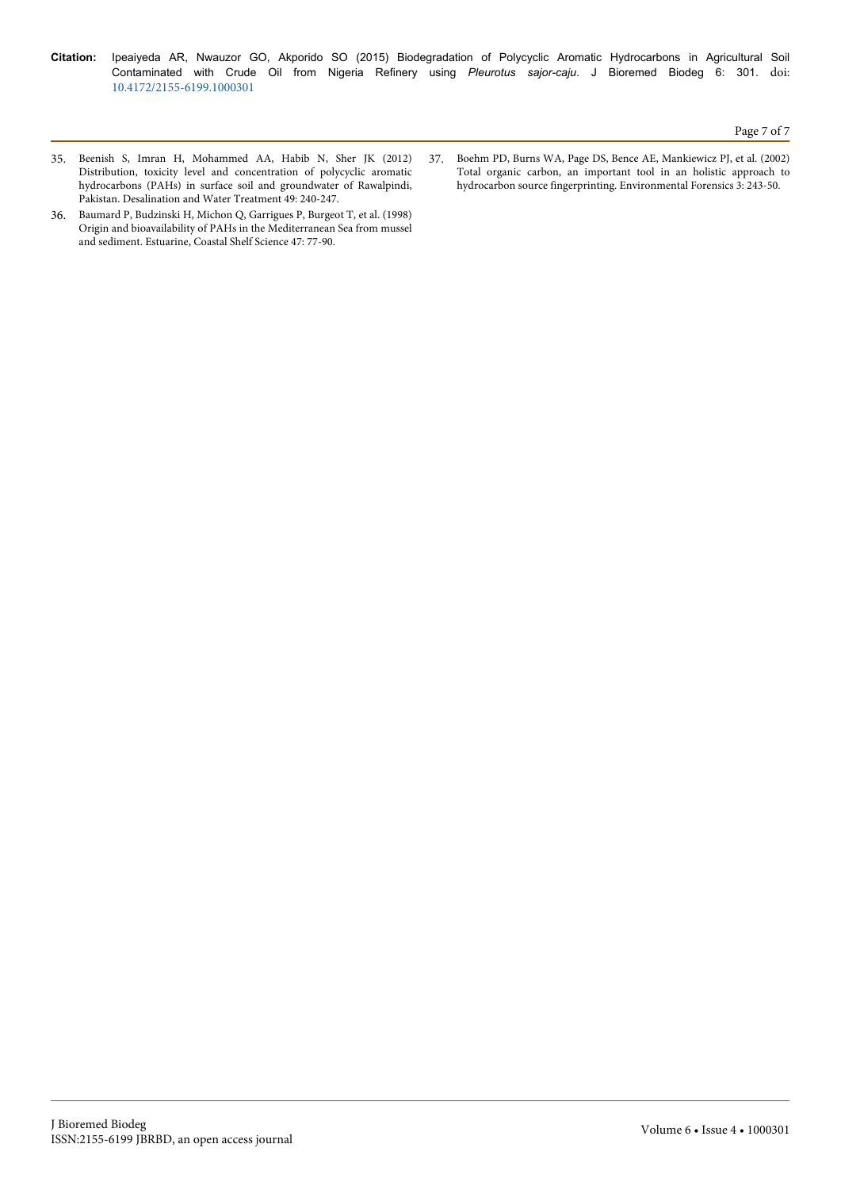35. Beenish S, Imran H, Mohammed AA, Habib N, Sher JK (2012) Distribution, toxicity level and concentration of polycyclic aromatic hydrocarbons (PAHs) in surface soil and groundwater of Rawalpindi, Pakistan. Desalination and Water Treatment 49: 240-247.
36. Baumard P, Budzinski H, Michon Q, Garrigues P, Burgeot T, et al. (1998) Origin and bioavailability of PAHs in the Mediterranean Sea from mussel and sediment. Estuarine, Coastal Shelf Science 47: 77-90.
37. Boehm PD, Burns WA, Page DS, Bence AE, Mankiewicz PJ, et al. (2002) Total organic carbon, an important tool in an holistic approach to hydrocarbon source fingerprinting. Environmental Forensics 3: 243-50.